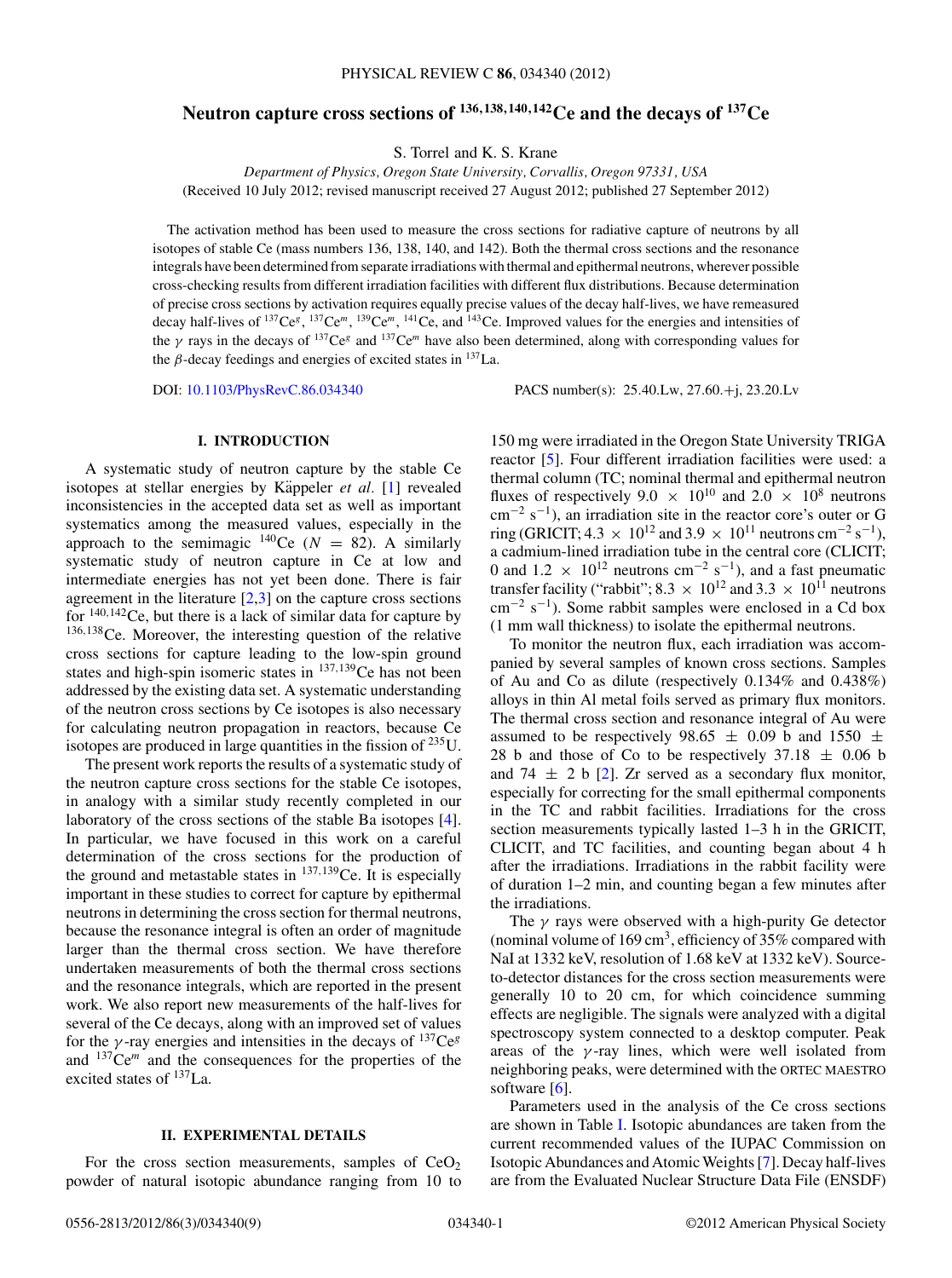# Neutron capture cross sections of $^{136,138,140,142}$Ce and the decays of $^{137}$Ce

S. Torrel and K. S. Krane

*Department of Physics, Oregon State University, Corvallis, Oregon 97331, USA*

(Received 10 July 2012; revised manuscript received 27 August 2012; published 27 September 2012)

The activation method has been used to measure the cross sections for radiative capture of neutrons by all isotopes of stable Ce (mass numbers 136, 138, 140, and 142). Both the thermal cross sections and the resonance integrals have been determined from separate irradiations with thermal and epithermal neutrons, wherever possible cross-checking results from different irradiation facilities with different flux distributions. Because determination of precise cross sections by activation requires equally precise values of the decay half-lives, we have remeasured decay half-lives of $^{137}$Ce$^{g}$, $^{137}$Ce$^{m}$, $^{139}$Ce$^{m}$, $^{141}$Ce, and $^{143}$Ce. Improved values for the energies and intensities of the $\gamma$ rays in the decays of $^{137}$Ce$^{g}$ and $^{137}$Ce$^{m}$ have also been determined, along with corresponding values for the $\beta$-decay feedings and energies of excited states in $^{137}$La.

DOI: 10.1103/PhysRevC.86.034340    PACS number(s): 25.40.Lw, 27.60.+j, 23.20.Lv

## I. INTRODUCTION

A systematic study of neutron capture by the stable Ce isotopes at stellar energies by Käppeler *et al.* [1] revealed inconsistencies in the accepted data set as well as important systematics among the measured values, especially in the approach to the semimagic $^{140}$Ce ($N = 82$). A similarly systematic study of neutron capture in Ce at low and intermediate energies has not yet been done. There is fair agreement in the literature [2,3] on the capture cross sections for $^{140,142}$Ce, but there is a lack of similar data for capture by $^{136,138}$Ce. Moreover, the interesting question of the relative cross sections for capture leading to the low-spin ground states and high-spin isomeric states in $^{137,139}$Ce has not been addressed by the existing data set. A systematic understanding of the neutron cross sections by Ce isotopes is also necessary for calculating neutron propagation in reactors, because Ce isotopes are produced in large quantities in the fission of $^{235}$U.

The present work reports the results of a systematic study of the neutron capture cross sections for the stable Ce isotopes, in analogy with a similar study recently completed in our laboratory of the cross sections of the stable Ba isotopes [4]. In particular, we have focused in this work on a careful determination of the cross sections for the production of the ground and metastable states in $^{137,139}$Ce. It is especially important in these studies to correct for capture by epithermal neutrons in determining the cross section for thermal neutrons, because the resonance integral is often an order of magnitude larger than the thermal cross section. We have therefore undertaken measurements of both the thermal cross sections and the resonance integrals, which are reported in the present work. We also report new measurements of the half-lives for several of the Ce decays, along with an improved set of values for the $\gamma$-ray energies and intensities in the decays of $^{137}$Ce$^{g}$ and $^{137}$Ce$^{m}$ and the consequences for the properties of the excited states of $^{137}$La.

## II. EXPERIMENTAL DETAILS

For the cross section measurements, samples of $CeO_2$ powder of natural isotopic abundance ranging from 10 to 150 mg were irradiated in the Oregon State University TRIGA reactor [5]. Four different irradiation facilities were used: a thermal column (TC; nominal thermal and epithermal neutron fluxes of respectively $9.0 \times 10^{10}$ and $2.0 \times 10^{8}$ neutrons cm$^{-2}$ s$^{-1}$), an irradiation site in the reactor core's outer or G ring (GRICIT; $4.3 \times 10^{12}$ and $3.9 \times 10^{11}$ neutrons cm$^{-2}$ s$^{-1}$), a cadmium-lined irradiation tube in the central core (CLICIT; 0 and $1.2 \times 10^{12}$ neutrons cm$^{-2}$ s$^{-1}$), and a fast pneumatic transfer facility ("rabbit"; $8.3 \times 10^{12}$ and $3.3 \times 10^{11}$ neutrons cm$^{-2}$ s$^{-1}$). Some rabbit samples were enclosed in a Cd box (1 mm wall thickness) to isolate the epithermal neutrons.

To monitor the neutron flux, each irradiation was accompanied by several samples of known cross sections. Samples of Au and Co as dilute (respectively 0.134% and 0.438%) alloys in thin Al metal foils served as primary flux monitors. The thermal cross section and resonance integral of Au were assumed to be respectively $98.65 \pm 0.09$ b and $1550 \pm 28$ b and those of Co to be respectively $37.18 \pm 0.06$ b and $74 \pm 2$ b [2]. Zr served as a secondary flux monitor, especially for correcting for the small epithermal components in the TC and rabbit facilities. Irradiations for the cross section measurements typically lasted 1–3 h in the GRICIT, CLICIT, and TC facilities, and counting began about 4 h after the irradiations. Irradiations in the rabbit facility were of duration 1–2 min, and counting began a few minutes after the irradiations.

The $\gamma$ rays were observed with a high-purity Ge detector (nominal volume of 169 cm$^3$, efficiency of 35% compared with NaI at 1332 keV, resolution of 1.68 keV at 1332 keV). Source-to-detector distances for the cross section measurements were generally 10 to 20 cm, for which coincidence summing effects are negligible. The signals were analyzed with a digital spectroscopy system connected to a desktop computer. Peak areas of the $\gamma$-ray lines, which were well isolated from neighboring peaks, were determined with the ORTEC MAESTRO software [6].

Parameters used in the analysis of the Ce cross sections are shown in Table I. Isotopic abundances are taken from the current recommended values of the IUPAC Commission on Isotopic Abundances and Atomic Weights [7]. Decay half-lives are from the Evaluated Nuclear Structure Data File (ENSDF)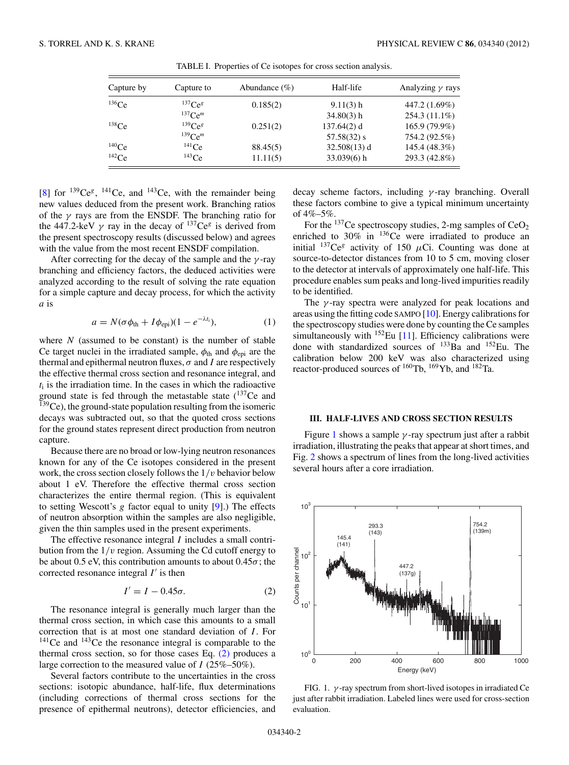TABLE I. Properties of Ce isotopes for cross section analysis.

| Capture by | Capture to | Abundance (%) | Half-life | Analyzing $\gamma$ rays |
|---|---|---|---|---|
| $^{136}$Ce | $^{137}$Ce$^g$ | 0.185(2) | 9.11(3) h | 447.2 (1.69%) |
| | $^{137}$Ce$^m$ | | 34.80(3) h | 254.3 (11.1%) |
| $^{138}$Ce | $^{139}$Ce$^g$ | 0.251(2) | 137.64(2) d | 165.9 (79.9%) |
| | $^{139}$Ce$^m$ | | 57.58(32) s | 754.2 (92.5%) |
| $^{140}$Ce | $^{141}$Ce | 88.45(5) | 32.508(13) d | 145.4 (48.3%) |
| $^{142}$Ce | $^{143}$Ce | 11.11(5) | 33.039(6) h | 293.3 (42.8%) |

[8] for $^{139}$Ce$^g$, $^{141}$Ce, and $^{143}$Ce, with the remainder being new values deduced from the present work. Branching ratios of the $\gamma$ rays are from the ENSDF. The branching ratio for the 447.2-keV $\gamma$ ray in the decay of $^{137}$Ce$^g$ is derived from the present spectroscopy results (discussed below) and agrees with the value from the most recent ENSDF compilation.

After correcting for the decay of the sample and the $\gamma$-ray branching and efficiency factors, the deduced activities were analyzed according to the result of solving the rate equation for a simple capture and decay process, for which the activity $a$ is

$$a = N(\sigma\phi_{\rm th} + I\phi_{\rm epi})(1 - e^{-\lambda t_i}), \tag{1}$$

where $N$ (assumed to be constant) is the number of stable Ce target nuclei in the irradiated sample, $\phi_{\rm th}$ and $\phi_{\rm epi}$ are the thermal and epithermal neutron fluxes, $\sigma$ and $I$ are respectively the effective thermal cross section and resonance integral, and $t_i$ is the irradiation time. In the cases in which the radioactive ground state is fed through the metastable state ($^{137}$Ce and $^{139}$Ce), the ground-state population resulting from the isomeric decays was subtracted out, so that the quoted cross sections for the ground states represent direct production from neutron capture.

Because there are no broad or low-lying neutron resonances known for any of the Ce isotopes considered in the present work, the cross section closely follows the $1/v$ behavior below about 1 eV. Therefore the effective thermal cross section characterizes the entire thermal region. (This is equivalent to setting Wescott's $g$ factor equal to unity [9].) The effects of neutron absorption within the samples are also negligible, given the thin samples used in the present experiments.

The effective resonance integral $I$ includes a small contribution from the $1/v$ region. Assuming the Cd cutoff energy to be about 0.5 eV, this contribution amounts to about $0.45\sigma$; the corrected resonance integral $I'$ is then

$$I' = I - 0.45\sigma. \tag{2}$$

The resonance integral is generally much larger than the thermal cross section, in which case this amounts to a small correction that is at most one standard deviation of $I$. For $^{141}$Ce and $^{143}$Ce the resonance integral is comparable to the thermal cross section, so for those cases Eq. (2) produces a large correction to the measured value of $I$ (25%–50%).

Several factors contribute to the uncertainties in the cross sections: isotopic abundance, half-life, flux determinations (including corrections of thermal cross sections for the presence of epithermal neutrons), detector efficiencies, and decay scheme factors, including $\gamma$-ray branching. Overall these factors combine to give a typical minimum uncertainty of 4%–5%.

For the $^{137}$Ce spectroscopy studies, 2-mg samples of $CeO_2$ enriched to 30% in $^{136}$Ce were irradiated to produce an initial $^{137}$Ce$^g$ activity of 150 $\mu$Ci. Counting was done at source-to-detector distances from 10 to 5 cm, moving closer to the detector at intervals of approximately one half-life. This procedure enables sum peaks and long-lived impurities readily to be identified.

The $\gamma$-ray spectra were analyzed for peak locations and areas using the fitting code SAMPO [10]. Energy calibrations for the spectroscopy studies were done by counting the Ce samples simultaneously with $^{152}$Eu [11]. Efficiency calibrations were done with standardized sources of $^{133}$Ba and $^{152}$Eu. The calibration below 200 keV was also characterized using reactor-produced sources of $^{160}$Tb, $^{169}$Yb, and $^{182}$Ta.

## III. HALF-LIVES AND CROSS SECTION RESULTS

Figure 1 shows a sample $\gamma$-ray spectrum just after a rabbit irradiation, illustrating the peaks that appear at short times, and Fig. 2 shows a spectrum of lines from the long-lived activities several hours after a core irradiation.

FIG. 1. $\gamma$-ray spectrum from short-lived isotopes in irradiated Ce just after rabbit irradiation. Labeled lines were used for cross-section evaluation.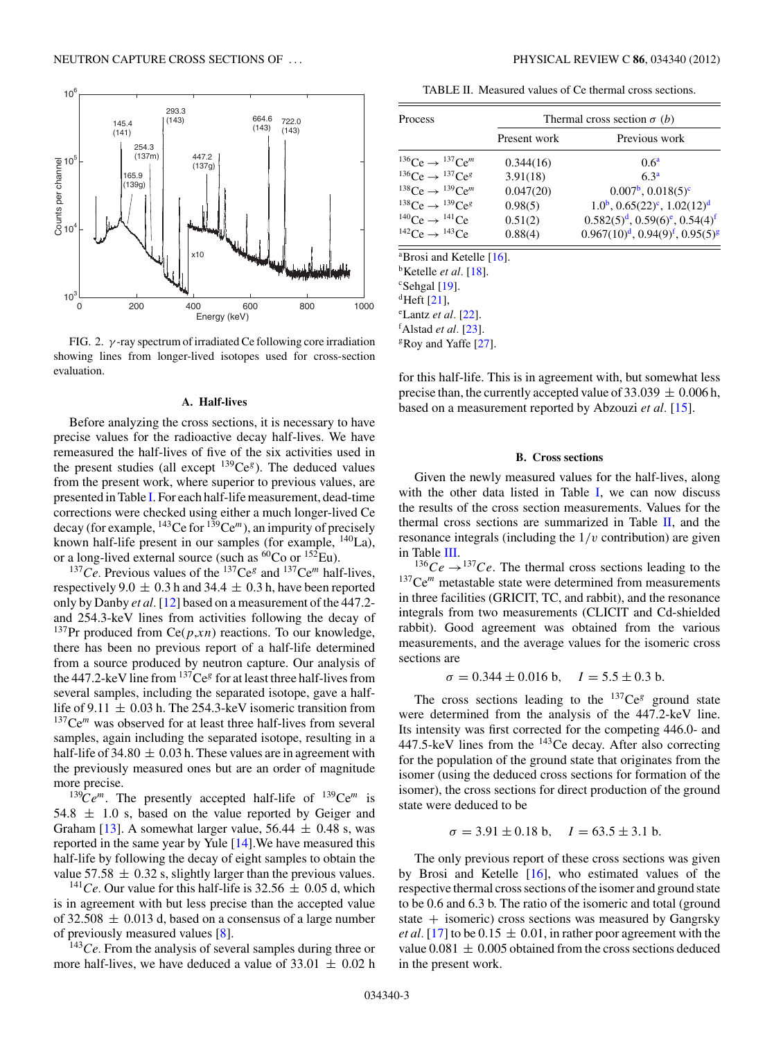FIG. 2. $\gamma$-ray spectrum of irradiated Ce following core irradiation showing lines from longer-lived isotopes used for cross-section evaluation.

### A. Half-lives

Before analyzing the cross sections, it is necessary to have precise values for the radioactive decay half-lives. We have remeasured the half-lives of five of the six activities used in the present studies (all except $^{139}Ce^{g}$). The deduced values from the present work, where superior to previous values, are presented in Table I. For each half-life measurement, dead-time corrections were checked using either a much longer-lived Ce decay (for example, $^{143}$Ce for $^{139}Ce^{m}$), an impurity of precisely known half-life present in our samples (for example, $^{140}$La), or a long-lived external source (such as $^{60}$Co or $^{152}$Eu).

*$^{137}$Ce*. Previous values of the $^{137}Ce^{g}$ and $^{137}Ce^{m}$ half-lives, respectively 9.0 ± 0.3 h and 34.4 ± 0.3 h, have been reported only by Danby *et al.* [12] based on a measurement of the 447.2- and 254.3-keV lines from activities following the decay of $^{137}$Pr produced from Ce($p$,$xn$) reactions. To our knowledge, there has been no previous report of a half-life determined from a source produced by neutron capture. Our analysis of the 447.2-keV line from $^{137}Ce^{g}$ for at least three half-lives from several samples, including the separated isotope, gave a half-life of 9.11 ± 0.03 h. The 254.3-keV isomeric transition from $^{137}Ce^{m}$ was observed for at least three half-lives from several samples, again including the separated isotope, resulting in a half-life of 34.80 ± 0.03 h. These values are in agreement with the previously measured ones but are an order of magnitude more precise.

*$^{139}Ce^{m}$*. The presently accepted half-life of $^{139}Ce^{m}$ is 54.8 ± 1.0 s, based on the value reported by Geiger and Graham [13]. A somewhat larger value, 56.44 ± 0.48 s, was reported in the same year by Yule [14]. We have measured this half-life by following the decay of eight samples to obtain the value 57.58 ± 0.32 s, slightly larger than the previous values.

*$^{141}$Ce*. Our value for this half-life is 32.56 ± 0.05 d, which is in agreement with but less precise than the accepted value of 32.508 ± 0.013 d, based on a consensus of a large number of previously measured values [8].

*$^{143}$Ce*. From the analysis of several samples during three or more half-lives, we have deduced a value of 33.01 ± 0.02 h for this half-life. This is in agreement with, but somewhat less precise than, the currently accepted value of 33.039 ± 0.006 h, based on a measurement reported by Abzouzi *et al.* [15].

TABLE II. Measured values of Ce thermal cross sections.

| Process | Thermal cross section $\sigma$ (b) | |
|---|---|---|
| | Present work | Previous work |
| $^{136}Ce \rightarrow {}^{137}Ce^{m}$ | 0.344(16) | 0.6[a] |
| $^{136}Ce \rightarrow {}^{137}Ce^{g}$ | 3.91(18) | 6.3[a] |
| $^{138}Ce \rightarrow {}^{139}Ce^{m}$ | 0.047(20) | 0.007[b], 0.018(5)[c] |
| $^{138}Ce \rightarrow {}^{139}Ce^{g}$ | 0.98(5) | 1.0[b], 0.65(22)[c], 1.02(12)[d] |
| $^{140}Ce \rightarrow {}^{141}Ce$ | 0.51(2) | 0.582(5)[d], 0.59(6)[e], 0.54(4)[f] |
| $^{142}Ce \rightarrow {}^{143}Ce$ | 0.88(4) | 0.967(10)[d], 0.94(9)[f], 0.95(5)[g] |

[a]Brosi and Ketelle [16].
[b]Ketelle *et al.* [18].
[c]Sehgal [19].
[d]Heft [21],
[e]Lantz *et al.* [22].
[f]Alstad *et al.* [23].
[g]Roy and Yaffe [27].

### B. Cross sections

Given the newly measured values for the half-lives, along with the other data listed in Table I, we can now discuss the results of the cross section measurements. Values for the thermal cross sections are summarized in Table II, and the resonance integrals (including the $1/v$ contribution) are given in Table III.

*$^{136}Ce \rightarrow {}^{137}Ce$*. The thermal cross sections leading to the $^{137}Ce^{m}$ metastable state were determined from measurements in three facilities (GRICIT, TC, and rabbit), and the resonance integrals from two measurements (CLICIT and Cd-shielded rabbit). Good agreement was obtained from the various measurements, and the average values for the isomeric cross sections are

$$\sigma = 0.344 \pm 0.016 \text{ b}, \quad I = 5.5 \pm 0.3 \text{ b}.$$

The cross sections leading to the $^{137}Ce^{g}$ ground state were determined from the analysis of the 447.2-keV line. Its intensity was first corrected for the competing 446.0- and 447.5-keV lines from the $^{143}$Ce decay. After also correcting for the population of the ground state that originates from the isomer (using the deduced cross sections for formation of the isomer), the cross sections for direct production of the ground state were deduced to be

$$\sigma = 3.91 \pm 0.18 \text{ b}, \quad I = 63.5 \pm 3.1 \text{ b}.$$

The only previous report of these cross sections was given by Brosi and Ketelle [16], who estimated values of the respective thermal cross sections of the isomer and ground state to be 0.6 and 6.3 b. The ratio of the isomeric and total (ground state + isomeric) cross sections was measured by Gangrsky *et al.* [17] to be 0.15 ± 0.01, in rather poor agreement with the value 0.081 ± 0.005 obtained from the cross sections deduced in the present work.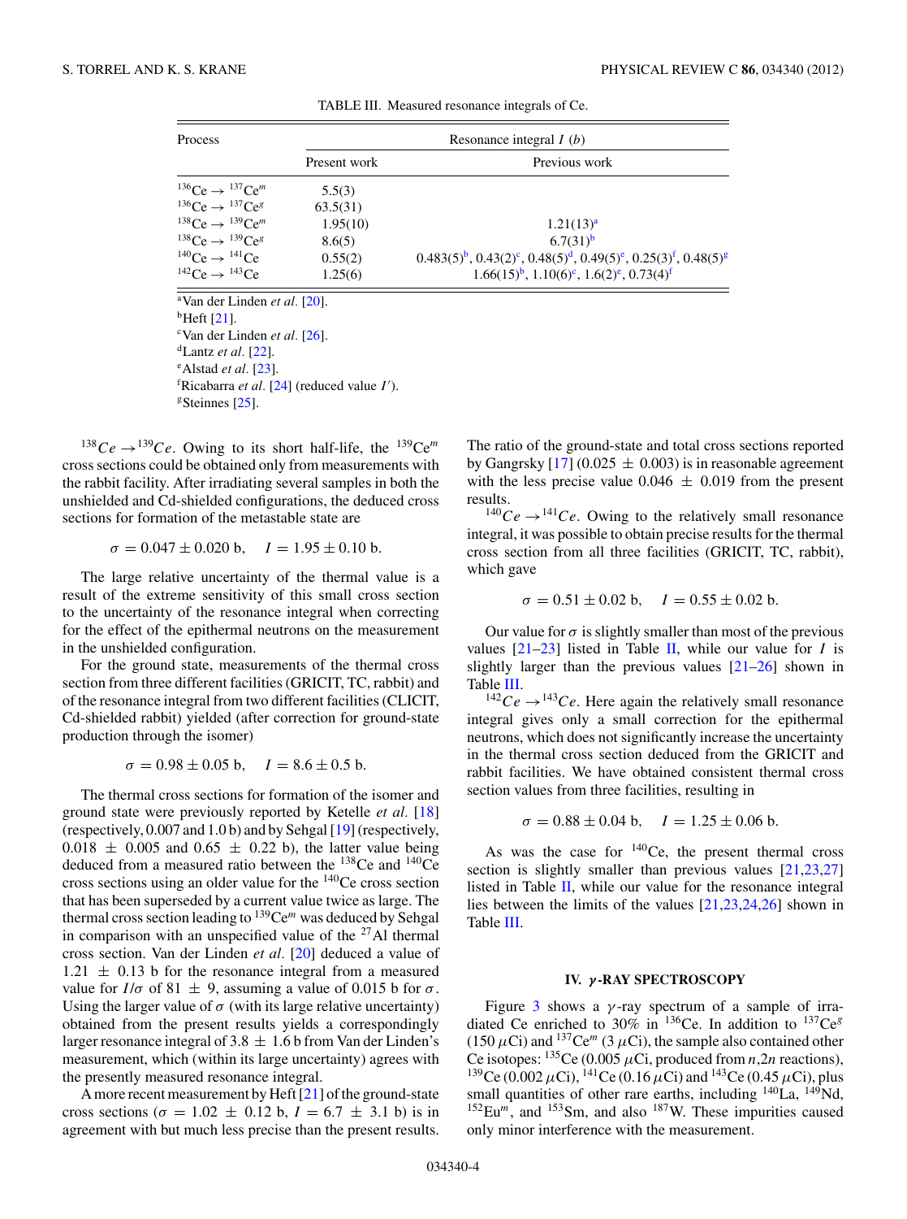TABLE III. Measured resonance integrals of Ce.

| Process | Resonance integral $I$ (b) | |
|---|---|---|
| | Present work | Previous work |
| $^{136}Ce \rightarrow {}^{137}Ce^m$ | 5.5(3) | |
| $^{136}Ce \rightarrow {}^{137}Ce^g$ | 63.5(31) | |
| $^{138}Ce \rightarrow {}^{139}Ce^m$ | 1.95(10) | 1.21(13)[a] |
| $^{138}Ce \rightarrow {}^{139}Ce^g$ | 8.6(5) | 6.7(31)[b] |
| $^{140}Ce \rightarrow {}^{141}Ce$ | 0.55(2) | 0.483(5)[b], 0.43(2)[c], 0.48(5)[d], 0.49(5)[e], 0.25(3)[f], 0.48(5)[g] |
| $^{142}Ce \rightarrow {}^{143}Ce$ | 1.25(6) | 1.66(15)[b], 1.10(6)[c], 1.6(2)[e], 0.73(4)[f] |

[a]Van der Linden *et al.* [20].
[b]Heft [21].
[c]Van der Linden *et al.* [26].
[d]Lantz *et al.* [22].
[e]Alstad *et al.* [23].
[f]Ricabarra *et al.* [24] (reduced value $I'$).
[g]Steinnes [25].

$^{138}Ce \rightarrow {}^{139}Ce$. Owing to its short half-life, the $^{139}Ce^m$ cross sections could be obtained only from measurements with the rabbit facility. After irradiating several samples in both the unshielded and Cd-shielded configurations, the deduced cross sections for formation of the metastable state are

$$\sigma = 0.047 \pm 0.020 \text{ b}, \quad I = 1.95 \pm 0.10 \text{ b}.$$

The large relative uncertainty of the thermal value is a result of the extreme sensitivity of this small cross section to the uncertainty of the resonance integral when correcting for the effect of the epithermal neutrons on the measurement in the unshielded configuration.

For the ground state, measurements of the thermal cross section from three different facilities (GRICIT, TC, rabbit) and of the resonance integral from two different facilities (CLICIT, Cd-shielded rabbit) yielded (after correction for ground-state production through the isomer)

$$\sigma = 0.98 \pm 0.05 \text{ b}, \quad I = 8.6 \pm 0.5 \text{ b}.$$

The thermal cross sections for formation of the isomer and ground state were previously reported by Ketelle *et al.* [18] (respectively, 0.007 and 1.0 b) and by Sehgal [19] (respectively, $0.018 \pm 0.005$ and $0.65 \pm 0.22$ b), the latter value being deduced from a measured ratio between the $^{138}Ce$ and $^{140}Ce$ cross sections using an older value for the $^{140}Ce$ cross section that has been superseded by a current value twice as large. The thermal cross section leading to $^{139}Ce^m$ was deduced by Sehgal in comparison with an unspecified value of the $^{27}Al$ thermal cross section. Van der Linden *et al.* [20] deduced a value of $1.21 \pm 0.13$ b for the resonance integral from a measured value for $I/\sigma$ of $81 \pm 9$, assuming a value of 0.015 b for $\sigma$. Using the larger value of $\sigma$ (with its large relative uncertainty) obtained from the present results yields a correspondingly larger resonance integral of $3.8 \pm 1.6$ b from Van der Linden's measurement, which (within its large uncertainty) agrees with the presently measured resonance integral.

A more recent measurement by Heft [21] of the ground-state cross sections ($\sigma = 1.02 \pm 0.12$ b, $I = 6.7 \pm 3.1$ b) is in agreement with but much less precise than the present results. The ratio of the ground-state and total cross sections reported by Gangrsky [17] ($0.025 \pm 0.003$) is in reasonable agreement with the less precise value $0.046 \pm 0.019$ from the present results.

$^{140}Ce \rightarrow {}^{141}Ce$. Owing to the relatively small resonance integral, it was possible to obtain precise results for the thermal cross section from all three facilities (GRICIT, TC, rabbit), which gave

$$\sigma = 0.51 \pm 0.02 \text{ b}, \quad I = 0.55 \pm 0.02 \text{ b}.$$

Our value for $\sigma$ is slightly smaller than most of the previous values [21–23] listed in Table II, while our value for $I$ is slightly larger than the previous values [21–26] shown in Table III.

$^{142}Ce \rightarrow {}^{143}Ce$. Here again the relatively small resonance integral gives only a small correction for the epithermal neutrons, which does not significantly increase the uncertainty in the thermal cross section deduced from the GRICIT and rabbit facilities. We have obtained consistent thermal cross section values from three facilities, resulting in

$$\sigma = 0.88 \pm 0.04 \text{ b}, \quad I = 1.25 \pm 0.06 \text{ b}.$$

As was the case for $^{140}Ce$, the present thermal cross section is slightly smaller than previous values [21,23,27] listed in Table II, while our value for the resonance integral lies between the limits of the values [21,23,24,26] shown in Table III.

## IV. $\gamma$-RAY SPECTROSCOPY

Figure 3 shows a $\gamma$-ray spectrum of a sample of irradiated Ce enriched to 30% in $^{136}Ce$. In addition to $^{137}Ce^g$ (150 $\mu$Ci) and $^{137}Ce^m$ (3 $\mu$Ci), the sample also contained other Ce isotopes: $^{135}Ce$ (0.005 $\mu$Ci, produced from $n$,2$n$ reactions), $^{139}Ce$ (0.002 $\mu$Ci), $^{141}Ce$ (0.16 $\mu$Ci) and $^{143}Ce$ (0.45 $\mu$Ci), plus small quantities of other rare earths, including $^{140}La$, $^{149}Nd$, $^{152}Eu^m$, and $^{153}Sm$, and also $^{187}W$. These impurities caused only minor interference with the measurement.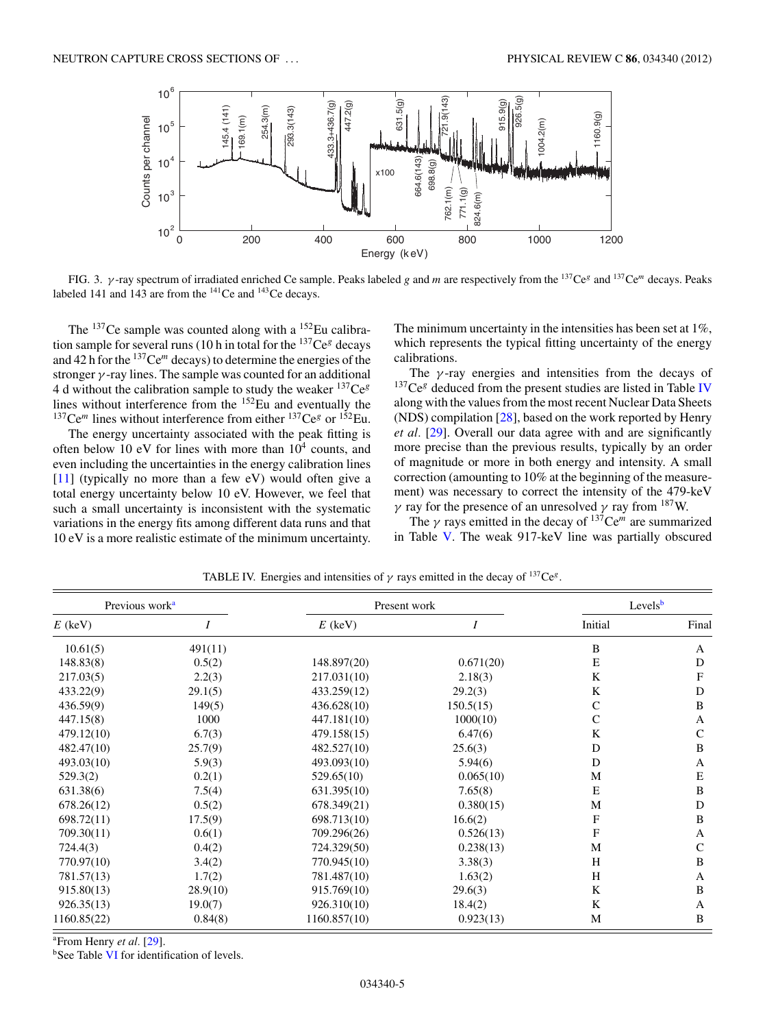FIG. 3. $\gamma$-ray spectrum of irradiated enriched Ce sample. Peaks labeled $g$ and $m$ are respectively from the $^{137}Ce^{g}$ and $^{137}Ce^{m}$ decays. Peaks labeled 141 and 143 are from the $^{141}Ce$ and $^{143}Ce$ decays.

The $^{137}Ce$ sample was counted along with a $^{152}Eu$ calibration sample for several runs (10 h in total for the $^{137}Ce^{g}$ decays and 42 h for the $^{137}Ce^{m}$ decays) to determine the energies of the stronger $\gamma$-ray lines. The sample was counted for an additional 4 d without the calibration sample to study the weaker $^{137}Ce^{g}$ lines without interference from the $^{152}Eu$ and eventually the $^{137}Ce^{m}$ lines without interference from either $^{137}Ce^{g}$ or $^{152}Eu$.

The energy uncertainty associated with the peak fitting is often below 10 eV for lines with more than $10^4$ counts, and even including the uncertainties in the energy calibration lines [11] (typically no more than a few eV) would often give a total energy uncertainty below 10 eV. However, we feel that such a small uncertainty is inconsistent with the systematic variations in the energy fits among different data runs and that 10 eV is a more realistic estimate of the minimum uncertainty. The minimum uncertainty in the intensities has been set at 1%, which represents the typical fitting uncertainty of the energy calibrations.

The $\gamma$-ray energies and intensities from the decays of $^{137}Ce^{g}$ deduced from the present studies are listed in Table IV along with the values from the most recent Nuclear Data Sheets (NDS) compilation [28], based on the work reported by Henry *et al.* [29]. Overall our data agree with and are significantly more precise than the previous results, typically by an order of magnitude or more in both energy and intensity. A small correction (amounting to 10% at the beginning of the measurement) was necessary to correct the intensity of the 479-keV $\gamma$ ray for the presence of an unresolved $\gamma$ ray from $^{187}W$.

The $\gamma$ rays emitted in the decay of $^{137}Ce^{m}$ are summarized in Table V. The weak 917-keV line was partially obscured

TABLE IV. Energies and intensities of $\gamma$ rays emitted in the decay of $^{137}Ce^{g}$.

| Previous work[a] | | Present work | | Levels[b] | |
|---|---|---|---|---|---|
| $E$ (keV) | $I$ | $E$ (keV) | $I$ | Initial | Final |
| 10.61(5) | 491(11) | | | B | A |
| 148.83(8) | 0.5(2) | 148.897(20) | 0.671(20) | E | D |
| 217.03(5) | 2.2(3) | 217.031(10) | 2.18(3) | K | F |
| 433.22(9) | 29.1(5) | 433.259(12) | 29.2(3) | K | D |
| 436.59(9) | 149(5) | 436.628(10) | 150.5(15) | C | B |
| 447.15(8) | 1000 | 447.181(10) | 1000(10) | C | A |
| 479.12(10) | 6.7(3) | 479.158(15) | 6.47(6) | K | C |
| 482.47(10) | 25.7(9) | 482.527(10) | 25.6(3) | D | B |
| 493.03(10) | 5.9(3) | 493.093(10) | 5.94(6) | D | A |
| 529.3(2) | 0.2(1) | 529.65(10) | 0.065(10) | M | E |
| 631.38(6) | 7.5(4) | 631.395(10) | 7.65(8) | E | B |
| 678.26(12) | 0.5(2) | 678.349(21) | 0.380(15) | M | D |
| 698.72(11) | 17.5(9) | 698.713(10) | 16.6(2) | F | B |
| 709.30(11) | 0.6(1) | 709.296(26) | 0.526(13) | F | A |
| 724.4(3) | 0.4(2) | 724.329(50) | 0.238(13) | M | C |
| 770.97(10) | 3.4(2) | 770.945(10) | 3.38(3) | H | B |
| 781.57(13) | 1.7(2) | 781.487(10) | 1.63(2) | H | A |
| 915.80(13) | 28.9(10) | 915.769(10) | 29.6(3) | K | B |
| 926.35(13) | 19.0(7) | 926.310(10) | 18.4(2) | K | A |
| 1160.85(22) | 0.84(8) | 1160.857(10) | 0.923(13) | M | B |

[a]From Henry *et al.* [29].
[b]See Table VI for identification of levels.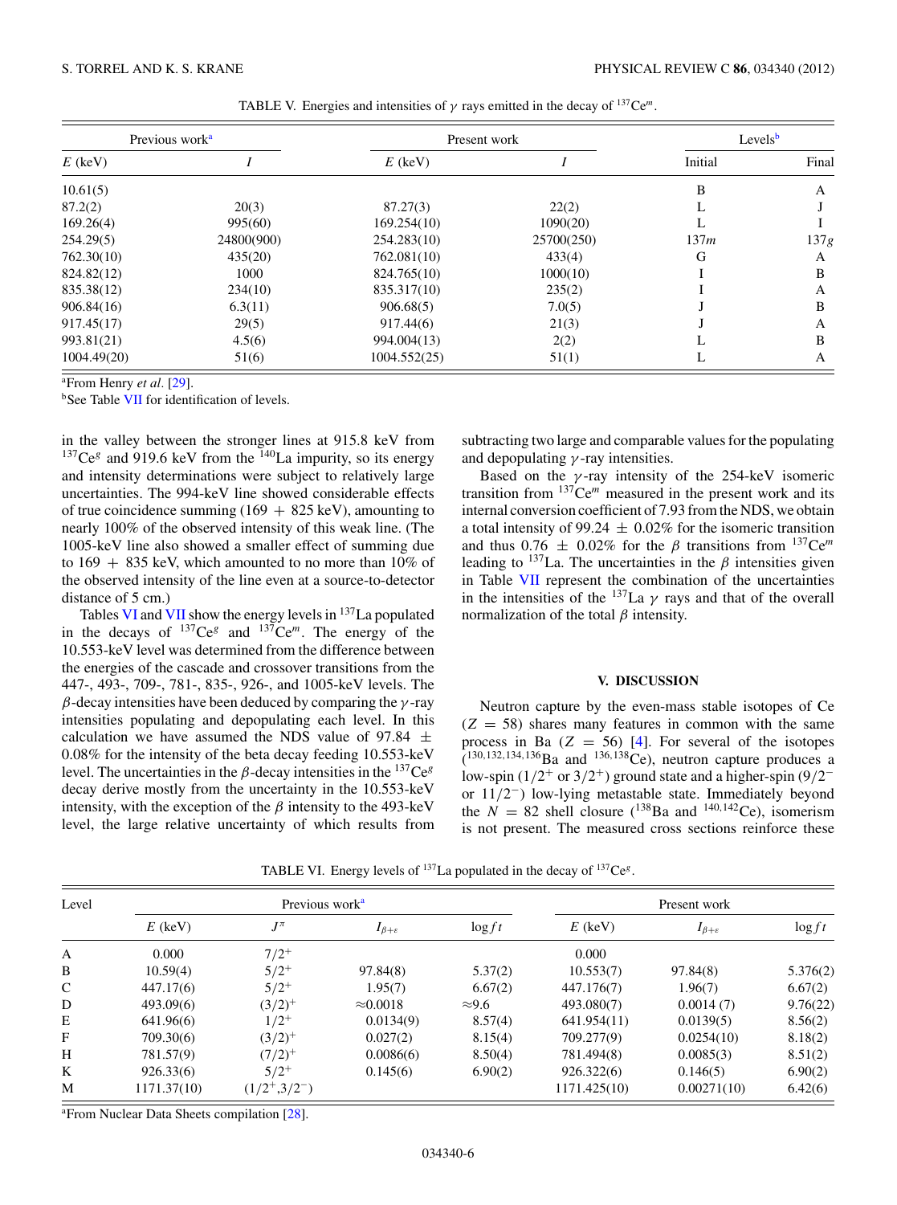TABLE V. Energies and intensities of $\gamma$ rays emitted in the decay of $^{137}$Ce$^{m}$.

| Previous work[a] | | Present work | | Levels[b] | |
|---|---|---|---|---|---|
| $E$ (keV) | $I$ | $E$ (keV) | $I$ | Initial | Final |
| 10.61(5) | | | | B | A |
| 87.2(2) | 20(3) | 87.27(3) | 22(2) | L | J |
| 169.26(4) | 995(60) | 169.254(10) | 1090(20) | L | I |
| 254.29(5) | 24800(900) | 254.283(10) | 25700(250) | 137$m$ | 137$g$ |
| 762.30(10) | 435(20) | 762.081(10) | 433(4) | G | A |
| 824.82(12) | 1000 | 824.765(10) | 1000(10) | I | B |
| 835.38(12) | 234(10) | 835.317(10) | 235(2) | I | A |
| 906.84(16) | 6.3(11) | 906.68(5) | 7.0(5) | J | B |
| 917.45(17) | 29(5) | 917.44(6) | 21(3) | J | A |
| 993.81(21) | 4.5(6) | 994.004(13) | 2(2) | L | B |
| 1004.49(20) | 51(6) | 1004.552(25) | 51(1) | L | A |

[a]From Henry *et al*. [29].
[b]See Table VII for identification of levels.

in the valley between the stronger lines at 915.8 keV from $^{137}$Ce$^{g}$ and 919.6 keV from the $^{140}$La impurity, so its energy and intensity determinations were subject to relatively large uncertainties. The 994-keV line showed considerable effects of true coincidence summing (169 + 825 keV), amounting to nearly 100% of the observed intensity of this weak line. (The 1005-keV line also showed a smaller effect of summing due to 169 + 835 keV, which amounted to no more than 10% of the observed intensity of the line even at a source-to-detector distance of 5 cm.)

Tables VI and VII show the energy levels in $^{137}$La populated in the decays of $^{137}$Ce$^{g}$ and $^{137}$Ce$^{m}$. The energy of the 10.553-keV level was determined from the difference between the energies of the cascade and crossover transitions from the 447-, 493-, 709-, 781-, 835-, 926-, and 1005-keV levels. The $\beta$-decay intensities have been deduced by comparing the $\gamma$-ray intensities populating and depopulating each level. In this calculation we have assumed the NDS value of 97.84 $\pm$ 0.08% for the intensity of the beta decay feeding 10.553-keV level. The uncertainties in the $\beta$-decay intensities in the $^{137}$Ce$^{g}$ decay derive mostly from the uncertainty in the 10.553-keV intensity, with the exception of the $\beta$ intensity to the 493-keV level, the large relative uncertainty of which results from subtracting two large and comparable values for the populating and depopulating $\gamma$-ray intensities.

Based on the $\gamma$-ray intensity of the 254-keV isomeric transition from $^{137}$Ce$^{m}$ measured in the present work and its internal conversion coefficient of 7.93 from the NDS, we obtain a total intensity of 99.24 $\pm$ 0.02% for the isomeric transition and thus 0.76 $\pm$ 0.02% for the $\beta$ transitions from $^{137}$Ce$^{m}$ leading to $^{137}$La. The uncertainties in the $\beta$ intensities given in Table VII represent the combination of the uncertainties in the intensities of the $^{137}$La $\gamma$ rays and that of the overall normalization of the total $\beta$ intensity.

## V. DISCUSSION

Neutron capture by the even-mass stable isotopes of Ce ($Z$ = 58) shares many features in common with the same process in Ba ($Z$ = 56) [4]. For several of the isotopes ($^{130,132,134,136}$Ba and $^{136,138}$Ce), neutron capture produces a low-spin ($1/2^{+}$ or $3/2^{+}$) ground state and a higher-spin ($9/2^{-}$ or $11/2^{-}$) low-lying metastable state. Immediately beyond the $N$ = 82 shell closure ($^{138}$Ba and $^{140,142}$Ce), isomerism is not present. The measured cross sections reinforce these

TABLE VI. Energy levels of $^{137}$La populated in the decay of $^{137}$Ce$^{g}$.

| Level | Previous work[a] | | | | Present work | | |
|---|---|---|---|---|---|---|---|
| | $E$ (keV) | $J^{\pi}$ | $I_{\beta+\varepsilon}$ | $\log ft$ | $E$ (keV) | $I_{\beta+\varepsilon}$ | $\log ft$ |
| A | 0.000 | $7/2^{+}$ | | | 0.000 | | |
| B | 10.59(4) | $5/2^{+}$ | 97.84(8) | 5.37(2) | 10.553(7) | 97.84(8) | 5.376(2) |
| C | 447.17(6) | $5/2^{+}$ | 1.95(7) | 6.67(2) | 447.176(7) | 1.96(7) | 6.67(2) |
| D | 493.09(6) | $(3/2)^{+}$ | $\approx$0.0018 | $\approx$9.6 | 493.080(7) | 0.0014 (7) | 9.76(22) |
| E | 641.96(6) | $1/2^{+}$ | 0.0134(9) | 8.57(4) | 641.954(11) | 0.0139(5) | 8.56(2) |
| F | 709.30(6) | $(3/2)^{+}$ | 0.027(2) | 8.15(4) | 709.277(9) | 0.0254(10) | 8.18(2) |
| H | 781.57(9) | $(7/2)^{+}$ | 0.0086(6) | 8.50(4) | 781.494(8) | 0.0085(3) | 8.51(2) |
| K | 926.33(6) | $5/2^{+}$ | 0.145(6) | 6.90(2) | 926.322(6) | 0.146(5) | 6.90(2) |
| M | 1171.37(10) | $(1/2^{+},3/2^{-})$ | | | 1171.425(10) | 0.00271(10) | 6.42(6) |

[a]From Nuclear Data Sheets compilation [28].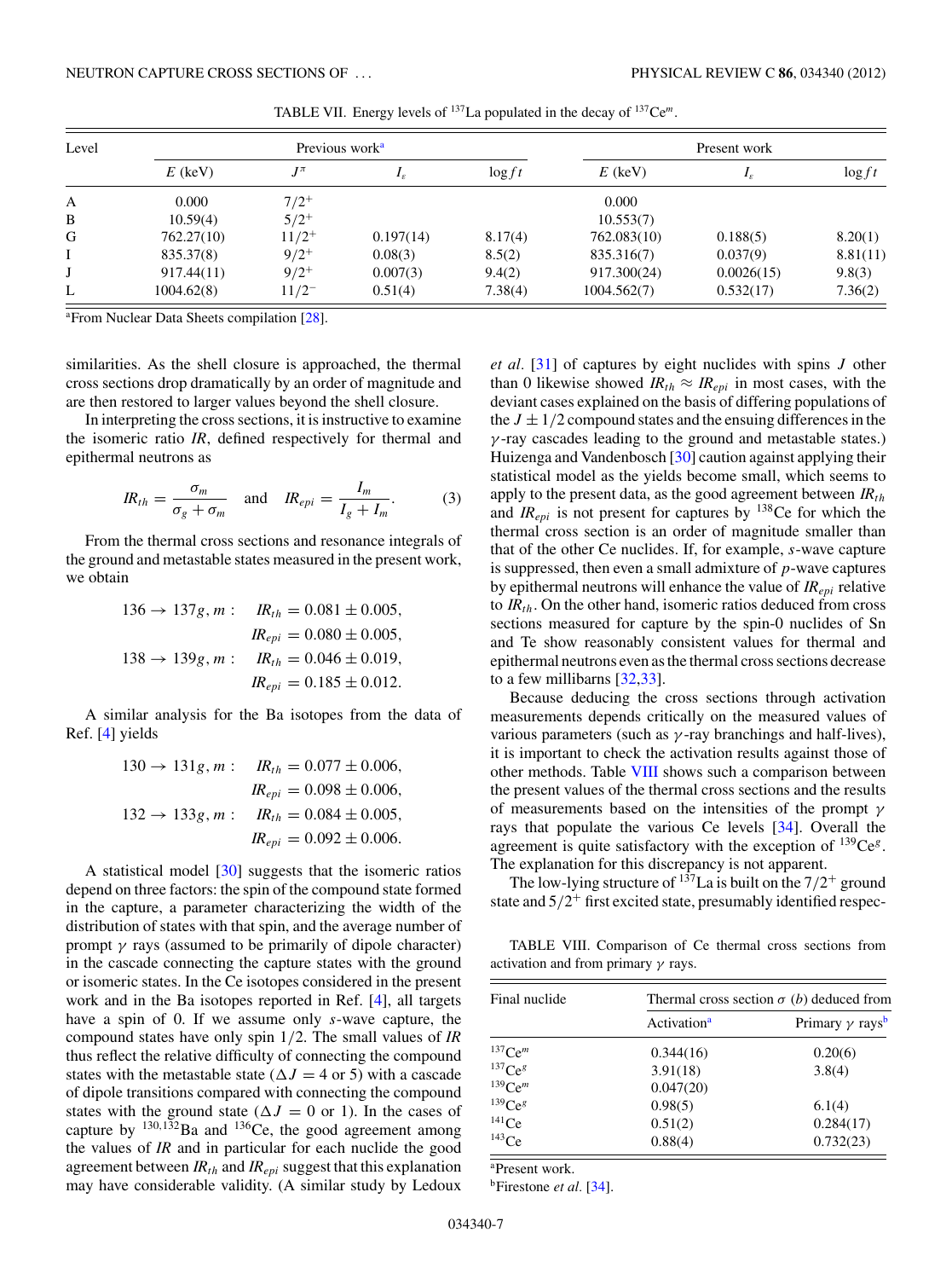TABLE VII. Energy levels of $^{137}$La populated in the decay of $^{137}$Ce$^m$.

| Level | Previous work[a] | | | | Present work | | |
|---|---|---|---|---|---|---|---|
| | $E$ (keV) | $J^\pi$ | $I_\varepsilon$ | $\log ft$ | $E$ (keV) | $I_\varepsilon$ | $\log ft$ |
| A | 0.000 | $7/2^+$ | | | 0.000 | | |
| B | 10.59(4) | $5/2^+$ | | | 10.553(7) | | |
| G | 762.27(10) | $11/2^+$ | 0.197(14) | 8.17(4) | 762.083(10) | 0.188(5) | 8.20(1) |
| I | 835.37(8) | $9/2^+$ | 0.08(3) | 8.5(2) | 835.316(7) | 0.037(9) | 8.81(11) |
| J | 917.44(11) | $9/2^+$ | 0.007(3) | 9.4(2) | 917.300(24) | 0.0026(15) | 9.8(3) |
| L | 1004.62(8) | $11/2^-$ | 0.51(4) | 7.38(4) | 1004.562(7) | 0.532(17) | 7.36(2) |

[a]From Nuclear Data Sheets compilation [28].

similarities. As the shell closure is approached, the thermal cross sections drop dramatically by an order of magnitude and are then restored to larger values beyond the shell closure.

In interpreting the cross sections, it is instructive to examine the isomeric ratio *IR*, defined respectively for thermal and epithermal neutrons as

$$IR_{th} = \frac{\sigma_m}{\sigma_g + \sigma_m} \quad \text{and} \quad IR_{epi} = \frac{I_m}{I_g + I_m}. \qquad (3)$$

From the thermal cross sections and resonance integrals of the ground and metastable states measured in the present work, we obtain

$$136 \to 137g, m: \quad IR_{th} = 0.081 \pm 0.005,$$
$$IR_{epi} = 0.080 \pm 0.005,$$
$$138 \to 139g, m: \quad IR_{th} = 0.046 \pm 0.019,$$
$$IR_{epi} = 0.185 \pm 0.012.$$

A similar analysis for the Ba isotopes from the data of Ref. [4] yields

$$130 \to 131g, m: \quad IR_{th} = 0.077 \pm 0.006,$$
$$IR_{epi} = 0.098 \pm 0.006,$$
$$132 \to 133g, m: \quad IR_{th} = 0.084 \pm 0.005,$$
$$IR_{epi} = 0.092 \pm 0.006.$$

A statistical model [30] suggests that the isomeric ratios depend on three factors: the spin of the compound state formed in the capture, a parameter characterizing the width of the distribution of states with that spin, and the average number of prompt $\gamma$ rays (assumed to be primarily of dipole character) in the cascade connecting the capture states with the ground or isomeric states. In the Ce isotopes considered in the present work and in the Ba isotopes reported in Ref. [4], all targets have a spin of 0. If we assume only *s*-wave capture, the compound states have only spin 1/2. The small values of *IR* thus reflect the relative difficulty of connecting the compound states with the metastable state ($\Delta J = 4$ or 5) with a cascade of dipole transitions compared with connecting the compound states with the ground state ($\Delta J = 0$ or 1). In the cases of capture by $^{130,132}$Ba and $^{136}$Ce, the good agreement among the values of *IR* and in particular for each nuclide the good agreement between $IR_{th}$ and $IR_{epi}$ suggest that this explanation may have considerable validity. (A similar study by Ledoux *et al*. [31] of captures by eight nuclides with spins $J$ other than 0 likewise showed $IR_{th} \approx IR_{epi}$ in most cases, with the deviant cases explained on the basis of differing populations of the $J \pm 1/2$ compound states and the ensuing differences in the $\gamma$-ray cascades leading to the ground and metastable states.) Huizenga and Vandenbosch [30] caution against applying their statistical model as the yields become small, which seems to apply to the present data, as the good agreement between $IR_{th}$ and $IR_{epi}$ is not present for captures by $^{138}$Ce for which the thermal cross section is an order of magnitude smaller than that of the other Ce nuclides. If, for example, *s*-wave capture is suppressed, then even a small admixture of *p*-wave captures by epithermal neutrons will enhance the value of $IR_{epi}$ relative to $IR_{th}$. On the other hand, isomeric ratios deduced from cross sections measured for capture by the spin-0 nuclides of Sn and Te show reasonably consistent values for thermal and epithermal neutrons even as the thermal cross sections decrease to a few millibarns [32,33].

Because deducing the cross sections through activation measurements depends critically on the measured values of various parameters (such as $\gamma$-ray branchings and half-lives), it is important to check the activation results against those of other methods. Table VIII shows such a comparison between the present values of the thermal cross sections and the results of measurements based on the intensities of the prompt $\gamma$ rays that populate the various Ce levels [34]. Overall the agreement is quite satisfactory with the exception of $^{139}$Ce$^g$. The explanation for this discrepancy is not apparent.

The low-lying structure of $^{137}$La is built on the $7/2^+$ ground state and $5/2^+$ first excited state, presumably identified respec-

TABLE VIII. Comparison of Ce thermal cross sections from activation and from primary $\gamma$ rays.

| Final nuclide | Thermal cross section $\sigma$ (*b*) deduced from | |
|---|---|---|
| | Activation[a] | Primary $\gamma$ rays[b] |
| $^{137}$Ce$^m$ | 0.344(16) | 0.20(6) |
| $^{137}$Ce$^g$ | 3.91(18) | 3.8(4) |
| $^{139}$Ce$^m$ | 0.047(20) | |
| $^{139}$Ce$^g$ | 0.98(5) | 6.1(4) |
| $^{141}$Ce | 0.51(2) | 0.284(17) |
| $^{143}$Ce | 0.88(4) | 0.732(23) |

[a]Present work.
[b]Firestone *et al*. [34].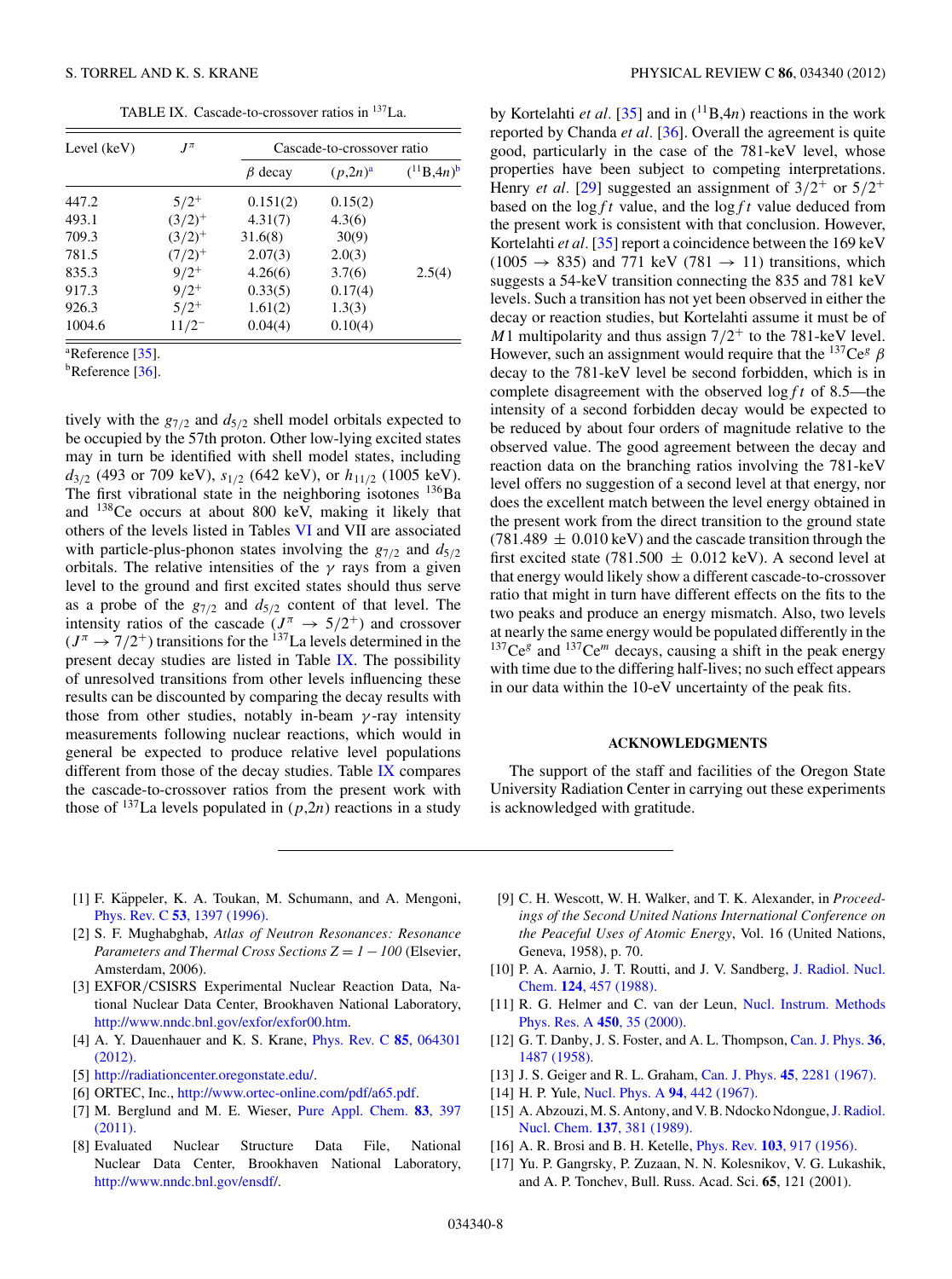TABLE IX. Cascade-to-crossover ratios in $^{137}$La.

| Level (keV) | $J^{\pi}$ | Cascade-to-crossover ratio | | |
|---|---|---|---|---|
| | | $\beta$ decay | $(p,2n)$[a] | $(^{11}\text{B},4n)$[b] |
| 447.2 | $5/2^{+}$ | 0.151(2) | 0.15(2) | |
| 493.1 | $(3/2)^{+}$ | 4.31(7) | 4.3(6) | |
| 709.3 | $(3/2)^{+}$ | 31.6(8) | 30(9) | |
| 781.5 | $(7/2)^{+}$ | 2.07(3) | 2.0(3) | |
| 835.3 | $9/2^{+}$ | 4.26(6) | 3.7(6) | 2.5(4) |
| 917.3 | $9/2^{+}$ | 0.33(5) | 0.17(4) | |
| 926.3 | $5/2^{+}$ | 1.61(2) | 1.3(3) | |
| 1004.6 | $11/2^{-}$ | 0.04(4) | 0.10(4) | |

[a]Reference [35].
[b]Reference [36].

tively with the $g_{7/2}$ and $d_{5/2}$ shell model orbitals expected to be occupied by the 57th proton. Other low-lying excited states may in turn be identified with shell model states, including $d_{3/2}$ (493 or 709 keV), $s_{1/2}$ (642 keV), or $h_{11/2}$ (1005 keV). The first vibrational state in the neighboring isotones $^{136}$Ba and $^{138}$Ce occurs at about 800 keV, making it likely that others of the levels listed in Tables VI and VII are associated with particle-plus-phonon states involving the $g_{7/2}$ and $d_{5/2}$ orbitals. The relative intensities of the $\gamma$ rays from a given level to the ground and first excited states should thus serve as a probe of the $g_{7/2}$ and $d_{5/2}$ content of that level. The intensity ratios of the cascade ($J^{\pi} \rightarrow 5/2^{+}$) and crossover ($J^{\pi} \rightarrow 7/2^{+}$) transitions for the $^{137}$La levels determined in the present decay studies are listed in Table IX. The possibility of unresolved transitions from other levels influencing these results can be discounted by comparing the decay results with those from other studies, notably in-beam $\gamma$-ray intensity measurements following nuclear reactions, which would in general be expected to produce relative level populations different from those of the decay studies. Table IX compares the cascade-to-crossover ratios from the present work with those of $^{137}$La levels populated in $(p,2n)$ reactions in a study by Kortelahti *et al.* [35] and in ($^{11}$B,4$n$) reactions in the work reported by Chanda *et al.* [36]. Overall the agreement is quite good, particularly in the case of the 781-keV level, whose properties have been subject to competing interpretations. Henry *et al.* [29] suggested an assignment of $3/2^{+}$ or $5/2^{+}$ based on the $\log ft$ value, and the $\log ft$ value deduced from the present work is consistent with that conclusion. However, Kortelahti *et al.* [35] report a coincidence between the 169 keV ($1005 \rightarrow 835$) and 771 keV ($781 \rightarrow 11$) transitions, which suggests a 54-keV transition connecting the 835 and 781 keV levels. Such a transition has not yet been observed in either the decay or reaction studies, but Kortelahti argue it must be of $M1$ multipolarity and thus assign $7/2^{+}$ to the 781-keV level. However, such an assignment would require that the $^{137}$Ce$^{g}$ $\beta$ decay to the 781-keV level be second forbidden, which is in complete disagreement with the observed $\log ft$ of 8.5—the intensity of a second forbidden decay would be expected to be reduced by about four orders of magnitude relative to the observed value. The good agreement between the decay and reaction data on the branching ratios involving the 781-keV level offers no suggestion of a second level at that energy, nor does the excellent match between the level energy obtained in the present work from the direct transition to the ground state ($781.489 \pm 0.010$ keV) and the cascade transition through the first excited state ($781.500 \pm 0.012$ keV). A second level at that energy would likely show a different cascade-to-crossover ratio that might in turn have different effects on the fits to the two peaks and produce an energy mismatch. Also, two levels at nearly the same energy would be populated differently in the $^{137}$Ce$^{g}$ and $^{137}$Ce$^{m}$ decays, causing a shift in the peak energy with time due to the differing half-lives; no such effect appears in our data within the 10-eV uncertainty of the peak fits.

## ACKNOWLEDGMENTS

The support of the staff and facilities of the Oregon State University Radiation Center in carrying out these experiments is acknowledged with gratitude.

---

[1] F. Käppeler, K. A. Toukan, M. Schumann, and A. Mengoni, Phys. Rev. C **53**, 1397 (1996).

[2] S. F. Mughabghab, *Atlas of Neutron Resonances: Resonance Parameters and Thermal Cross Sections Z = 1 − 100* (Elsevier, Amsterdam, 2006).

[3] EXFOR/CSISRS Experimental Nuclear Reaction Data, National Nuclear Data Center, Brookhaven National Laboratory, http://www.nndc.bnl.gov/exfor/exfor00.htm.

[4] A. Y. Dauenhauer and K. S. Krane, Phys. Rev. C **85**, 064301 (2012).

[5] http://radiationcenter.oregonstate.edu/.

[6] ORTEC, Inc., http://www.ortec-online.com/pdf/a65.pdf.

[7] M. Berglund and M. E. Wieser, Pure Appl. Chem. **83**, 397 (2011).

[8] Evaluated Nuclear Structure Data File, National Nuclear Data Center, Brookhaven National Laboratory, http://www.nndc.bnl.gov/ensdf/.

[9] C. H. Wescott, W. H. Walker, and T. K. Alexander, in *Proceedings of the Second United Nations International Conference on the Peaceful Uses of Atomic Energy*, Vol. 16 (United Nations, Geneva, 1958), p. 70.

[10] P. A. Aarnio, J. T. Routti, and J. V. Sandberg, J. Radiol. Nucl. Chem. **124**, 457 (1988).

[11] R. G. Helmer and C. van der Leun, Nucl. Instrum. Methods Phys. Res. A **450**, 35 (2000).

[12] G. T. Danby, J. S. Foster, and A. L. Thompson, Can. J. Phys. **36**, 1487 (1958).

[13] J. S. Geiger and R. L. Graham, Can. J. Phys. **45**, 2281 (1967).

[14] H. P. Yule, Nucl. Phys. A **94**, 442 (1967).

[15] A. Abzouzi, M. S. Antony, and V. B. Ndocko Ndongue, J. Radiol. Nucl. Chem. **137**, 381 (1989).

[16] A. R. Brosi and B. H. Ketelle, Phys. Rev. **103**, 917 (1956).

[17] Yu. P. Gangrsky, P. Zuzaan, N. N. Kolesnikov, V. G. Lukashik, and A. P. Tonchev, Bull. Russ. Acad. Sci. **65**, 121 (2001).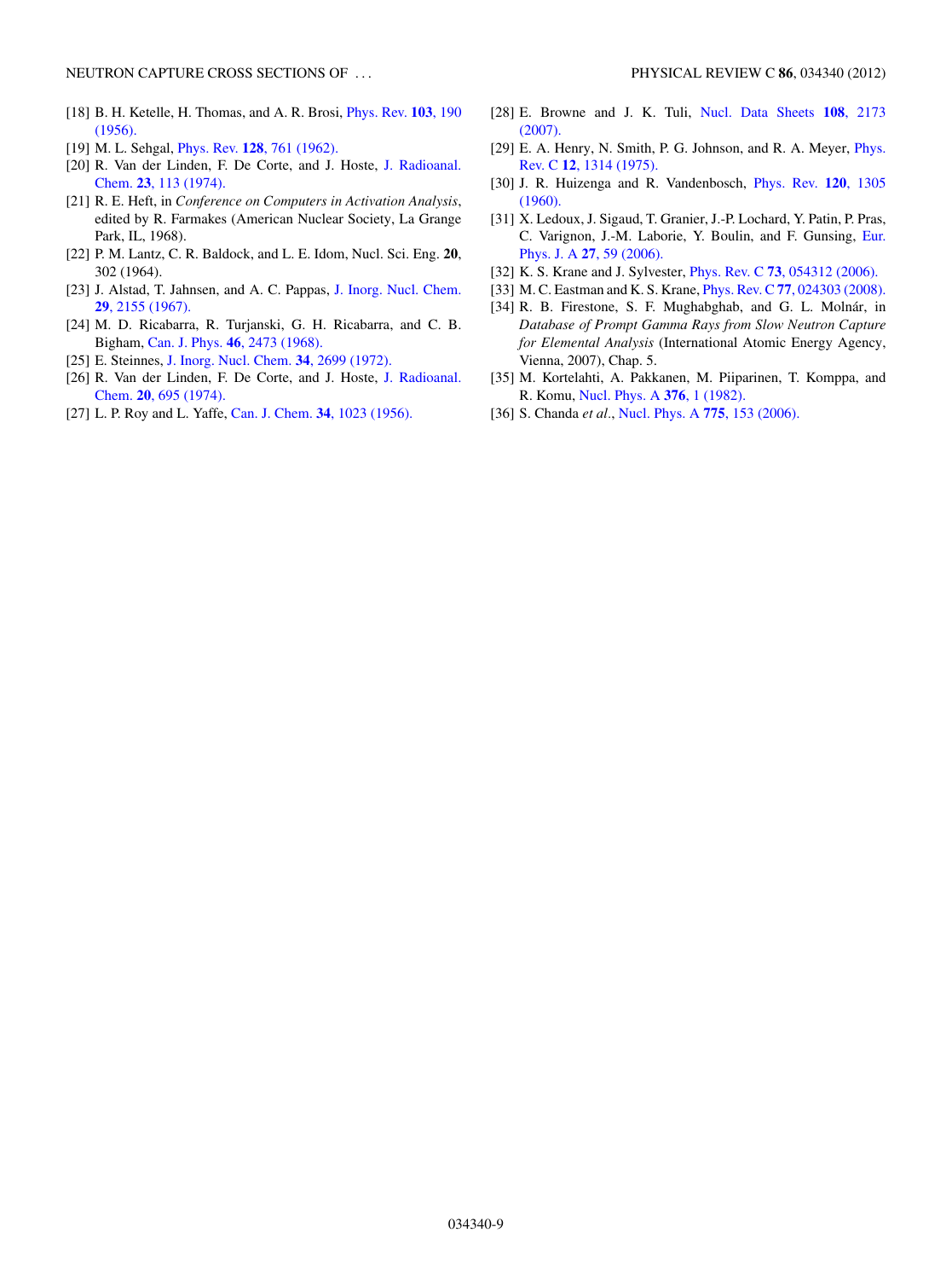[18] B. H. Ketelle, H. Thomas, and A. R. Brosi, Phys. Rev. **103**, 190 (1956).

[19] M. L. Sehgal, Phys. Rev. **128**, 761 (1962).

[20] R. Van der Linden, F. De Corte, and J. Hoste, J. Radioanal. Chem. **23**, 113 (1974).

[21] R. E. Heft, in *Conference on Computers in Activation Analysis*, edited by R. Farmakes (American Nuclear Society, La Grange Park, IL, 1968).

[22] P. M. Lantz, C. R. Baldock, and L. E. Idom, Nucl. Sci. Eng. **20**, 302 (1964).

[23] J. Alstad, T. Jahnsen, and A. C. Pappas, J. Inorg. Nucl. Chem. **29**, 2155 (1967).

[24] M. D. Ricabarra, R. Turjanski, G. H. Ricabarra, and C. B. Bigham, Can. J. Phys. **46**, 2473 (1968).

[25] E. Steinnes, J. Inorg. Nucl. Chem. **34**, 2699 (1972).

[26] R. Van der Linden, F. De Corte, and J. Hoste, J. Radioanal. Chem. **20**, 695 (1974).

[27] L. P. Roy and L. Yaffe, Can. J. Chem. **34**, 1023 (1956).

[28] E. Browne and J. K. Tuli, Nucl. Data Sheets **108**, 2173 (2007).

[29] E. A. Henry, N. Smith, P. G. Johnson, and R. A. Meyer, Phys. Rev. C **12**, 1314 (1975).

[30] J. R. Huizenga and R. Vandenbosch, Phys. Rev. **120**, 1305 (1960).

[31] X. Ledoux, J. Sigaud, T. Granier, J.-P. Lochard, Y. Patin, P. Pras, C. Varignon, J.-M. Laborie, Y. Boulin, and F. Gunsing, Eur. Phys. J. A **27**, 59 (2006).

[32] K. S. Krane and J. Sylvester, Phys. Rev. C **73**, 054312 (2006).

[33] M. C. Eastman and K. S. Krane, Phys. Rev. C **77**, 024303 (2008).

[34] R. B. Firestone, S. F. Mughabghab, and G. L. Molnár, in *Database of Prompt Gamma Rays from Slow Neutron Capture for Elemental Analysis* (International Atomic Energy Agency, Vienna, 2007), Chap. 5.

[35] M. Kortelahti, A. Pakkanen, M. Piiparinen, T. Komppa, and R. Komu, Nucl. Phys. A **376**, 1 (1982).

[36] S. Chanda *et al*., Nucl. Phys. A **775**, 153 (2006).